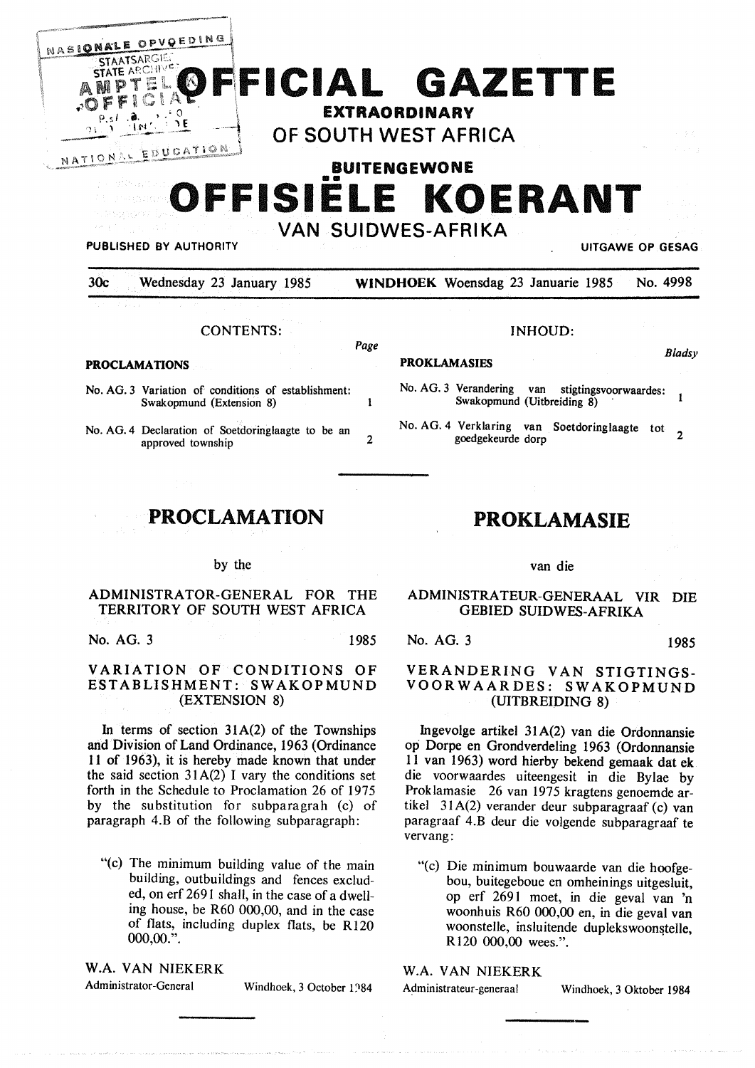# OFFICIAL GAZETTE

**EXTRAORDINARY**

## OF SOUTH WEST AFRICA

**BUITENGEWONE**

# OFFISIËLE KOERANT

## VAN SUIDWES-AFRIKA

PUBLISHED BY AUTHORITY | UITGAWE OP GESAG

30c | Wednesday 23 January 1985 | **WINDHOEK** Woensdag 23 Januarie 1985 | No. 4998

CONTENTS:

**PROCLAMATIONS** | *Page*

No. AG. 3 Variation of conditions of establishment: Swakopmund (Extension 8) | 1

No. AG. 4 Declaration of Soetdoringlaagte to be an approved township | 2

INHOUD:

**PROKLAMASIES** | *Bladsy*

No. AG. 3 Verandering van stigtingsvoorwaardes: Swakopmund (Uitbreiding 8) | 1

No. AG. 4 Verklaring van Soetdoringlaagte tot goedgekeurde dorp | 2

# PROCLAMATION

by the

ADMINISTRATOR-GENERAL FOR THE TERRITORY OF SOUTH WEST AFRICA

No. AG. 3 1985

### VARIATION OF CONDITIONS OF ESTABLISHMENT: SWAKOPMUND (EXTENSION 8)

In terms of section 31A(2) of the Townships and Division of Land Ordinance, 1963 (Ordinance 11 of 1963), it is hereby made known that under the said section 31A(2) I vary the conditions set forth in the Schedule to Proclamation 26 of 1975 by the substitution for subparagrah (c) of paragraph 4.B of the following subparagraph:

"(c) The minimum building value of the main building, outbuildings and fences excluded, on erf 2691 shall, in the case of a dwelling house, be R60 000,00, and in the case of flats, including duplex flats, be R120 000,00.".

W.A. VAN NIEKERK
Administrator-General

Windhoek, 3 October 1984

# PROKLAMASIE

van die

ADMINISTRATEUR-GENERAAL VIR DIE GEBIED SUIDWES-AFRIKA

No. AG. 3 1985

### VERANDERING VAN STIGTINGS-VOORWAARDES: SWAKOPMUND (UITBREIDING 8)

Ingevolge artikel 31A(2) van die Ordonnansie op Dorpe en Grondverdeling 1963 (Ordonnansie 11 van 1963) word hierby bekend gemaak dat ek die voorwaardes uiteengesit in die Bylae by Proklamasie 26 van 1975 kragtens genoemde artikel 31A(2) verander deur subparagraaf (c) van paragraaf 4.B deur die volgende subparagraaf te vervang:

"(c) Die minimum bouwaarde van die hoofgebou, buitegeboue en omheinings uitgesluit, op erf 2691 moet, in die geval van 'n woonhuis R60 000,00 en, in die geval van woonstelle, insluitende dupleks­woonstelle, R120 000,00 wees.".

W.A. VAN NIEKERK
Administrateur-generaal

Windhoek, 3 Oktober 1984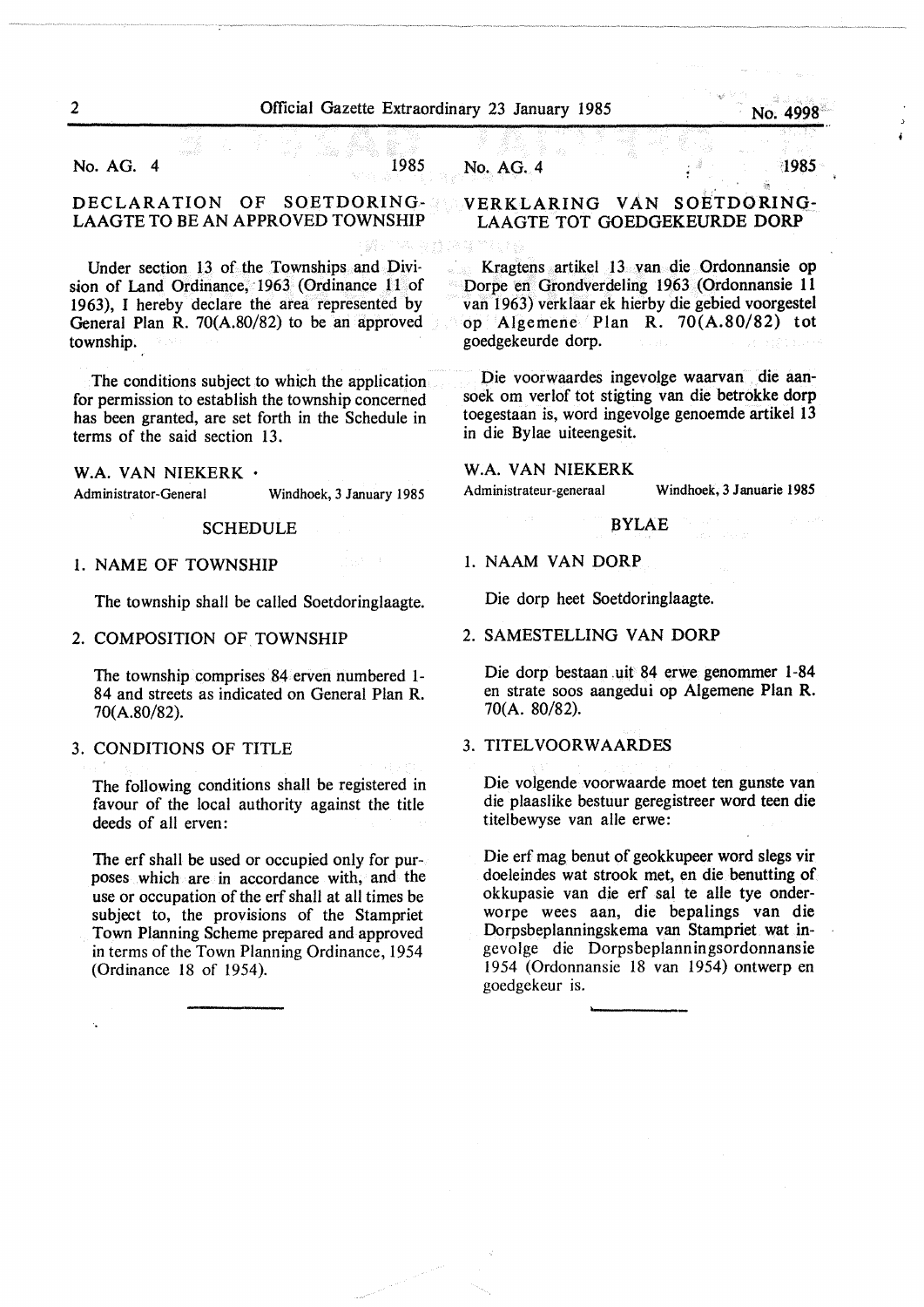No. AG. 4 1985

## DECLARATION OF SOETDORINGLAAGTE TO BE AN APPROVED TOWNSHIP

Under section 13 of the Townships and Division of Land Ordinance, 1963 (Ordinance 11 of 1963), I hereby declare the area represented by General Plan R. 70(A.80/82) to be an approved township.

The conditions subject to which the application for permission to establish the township concerned has been granted, are set forth in the Schedule in terms of the said section 13.

W.A. VAN NIEKERK

Administrator-General Windhoek, 3 January 1985

### SCHEDULE

1. NAME OF TOWNSHIP

   The township shall be called Soetdoringlaagte.

2. COMPOSITION OF TOWNSHIP

   The township comprises 84 erven numbered 1-84 and streets as indicated on General Plan R. 70(A.80/82).

3. CONDITIONS OF TITLE

   The following conditions shall be registered in favour of the local authority against the title deeds of all erven:

   The erf shall be used or occupied only for purposes which are in accordance with, and the use or occupation of the erf shall at all times be subject to, the provisions of the Stampriet Town Planning Scheme prepared and approved in terms of the Town Planning Ordinance, 1954 (Ordinance 18 of 1954).

---

No. AG. 4 1985

## VERKLARING VAN SOETDORINGLAAGTE TOT GOEDGEKEURDE DORP

Kragtens artikel 13 van die Ordonnansie op Dorpe en Grondverdeling 1963 (Ordonnansie 11 van 1963) verklaar ek hierby die gebied voorgestel op Algemene Plan R. 70(A.80/82) tot goedgekeurde dorp.

Die voorwaardes ingevolge waarvan die aansoek om verlof tot stigting van die betrokke dorp toegestaan is, word ingevolge genoemde artikel 13 in die Bylae uiteengesit.

W.A. VAN NIEKERK

Administrateur-generaal Windhoek, 3 Januarie 1985

### BYLAE

1. NAAM VAN DORP

   Die dorp heet Soetdoringlaagte.

2. SAMESTELLING VAN DORP

   Die dorp bestaan uit 84 erwe genommer 1-84 en strate soos aangedui op Algemene Plan R. 70(A. 80/82).

3. TITELVOORWAARDES

   Die volgende voorwaarde moet ten gunste van die plaaslike bestuur geregistreer word teen die titelbewyse van alle erwe:

   Die erf mag benut of geokkupeer word slegs vir doeleindes wat strook met, en die benutting of okkupasie van die erf sal te alle tye onderworpe wees aan, die bepalings van die Dorpsbeplanningskema van Stampriet wat ingevolge die Dorpsbeplanningsordonnansie 1954 (Ordonnansie 18 van 1954) ontwerp en goedgekeur is.